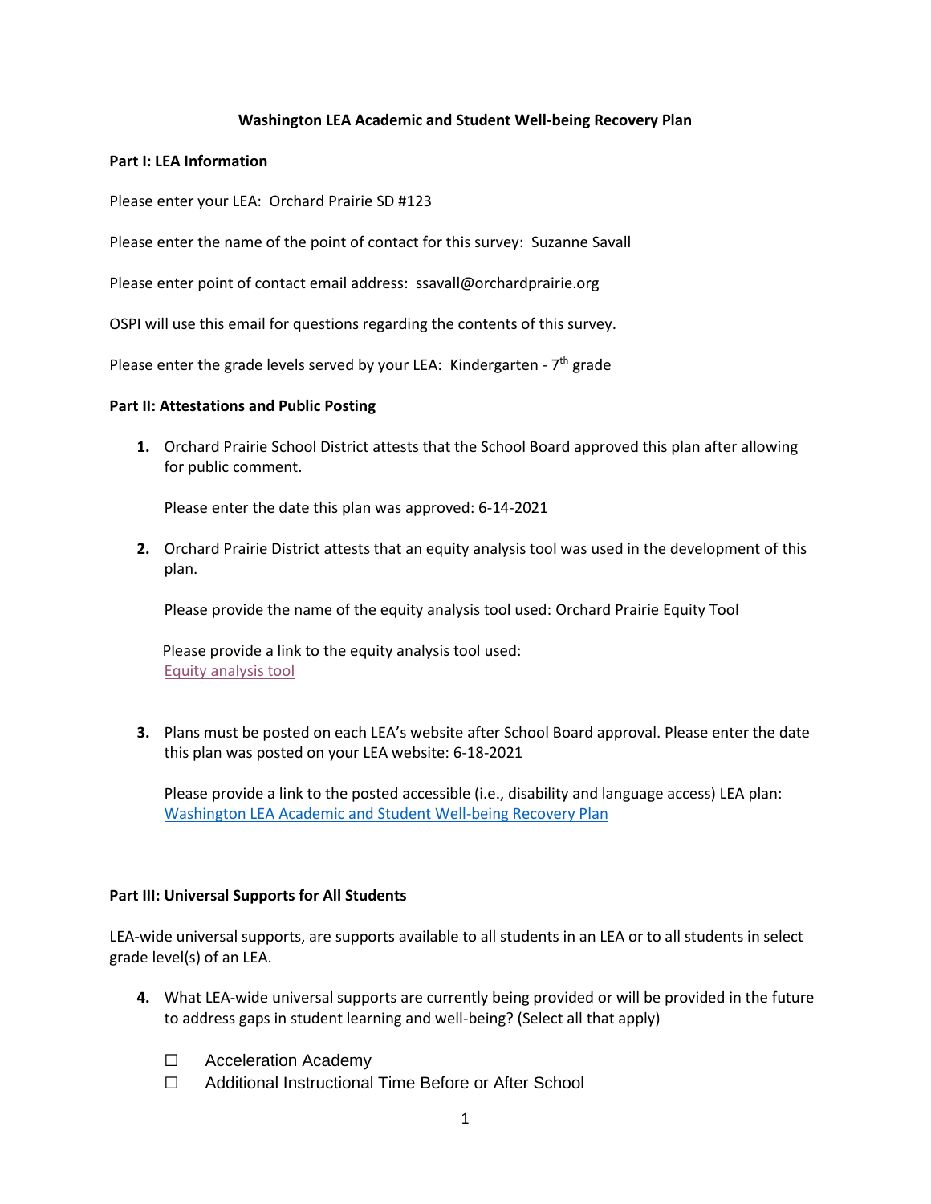**Washington LEA Academic and Student Well-being Recovery Plan**

**Part I: LEA Information**

Please enter your LEA: Orchard Prairie SD #123

Please enter the name of the point of contact for this survey: Suzanne Savall

Please enter point of contact email address: ssavall@orchardprairie.org

OSPI will use this email for questions regarding the contents of this survey.

Please enter the grade levels served by your LEA: Kindergarten - 7th grade

**Part II: Attestations and Public Posting**

1. Orchard Prairie School District attests that the School Board approved this plan after allowing for public comment.

   Please enter the date this plan was approved: 6-14-2021

2. Orchard Prairie District attests that an equity analysis tool was used in the development of this plan.

   Please provide the name of the equity analysis tool used: Orchard Prairie Equity Tool

   Please provide a link to the equity analysis tool used:
   Equity analysis tool

3. Plans must be posted on each LEA's website after School Board approval. Please enter the date this plan was posted on your LEA website: 6-18-2021

   Please provide a link to the posted accessible (i.e., disability and language access) LEA plan:
   Washington LEA Academic and Student Well-being Recovery Plan

**Part III: Universal Supports for All Students**

LEA-wide universal supports, are supports available to all students in an LEA or to all students in select grade level(s) of an LEA.

4. What LEA-wide universal supports are currently being provided or will be provided in the future to address gaps in student learning and well-being? (Select all that apply)

   ☐ Acceleration Academy
   ☐ Additional Instructional Time Before or After School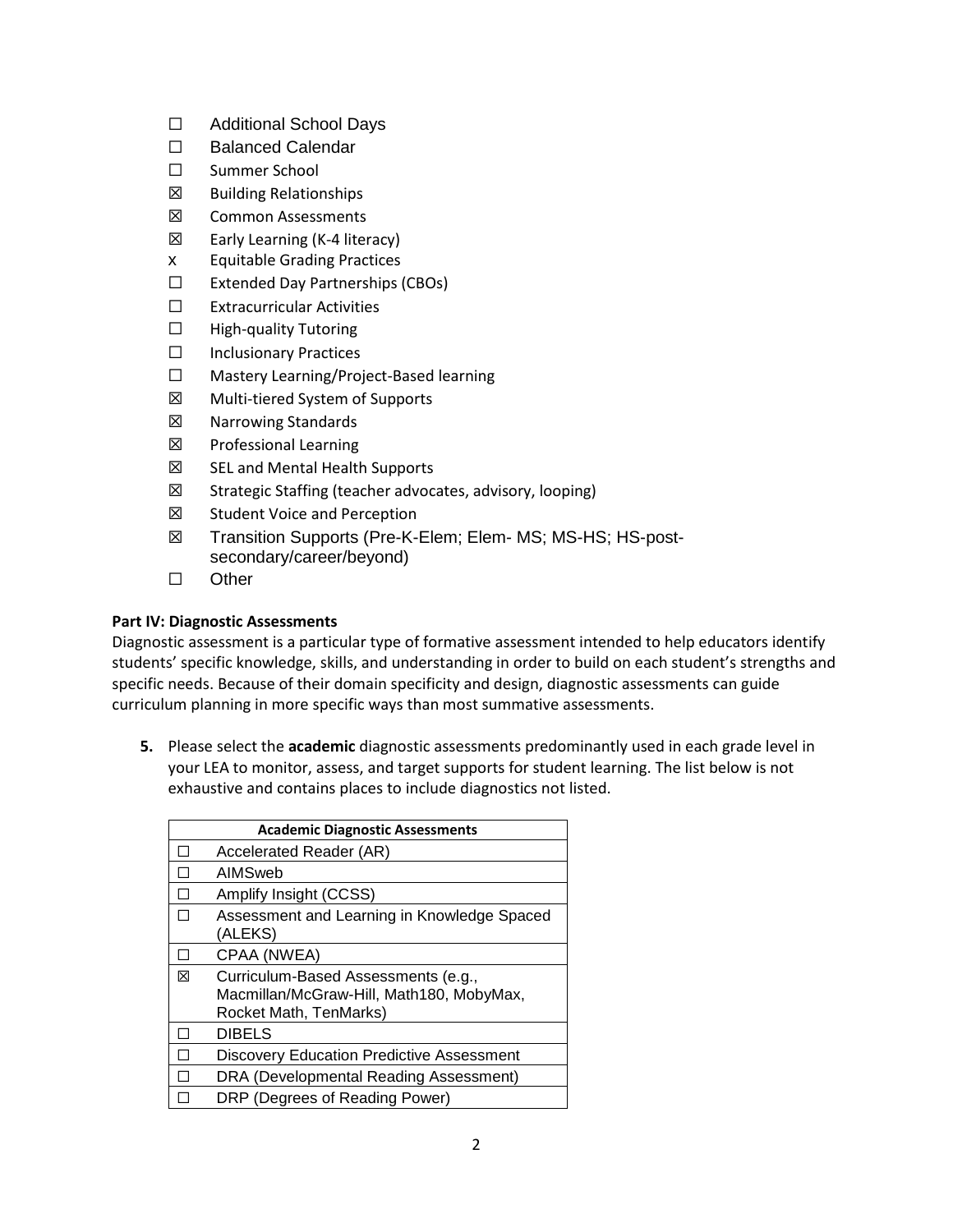- ☐ Additional School Days
- ☐ Balanced Calendar
- ☐ Summer School
- ☒ Building Relationships
- ☒ Common Assessments
- ☒ Early Learning (K-4 literacy)
- x Equitable Grading Practices
- ☐ Extended Day Partnerships (CBOs)
- ☐ Extracurricular Activities
- ☐ High-quality Tutoring
- ☐ Inclusionary Practices
- ☐ Mastery Learning/Project-Based learning
- ☒ Multi-tiered System of Supports
- ☒ Narrowing Standards
- ☒ Professional Learning
- ☒ SEL and Mental Health Supports
- ☒ Strategic Staffing (teacher advocates, advisory, looping)
- ☒ Student Voice and Perception
- ☒ Transition Supports (Pre-K-Elem; Elem- MS; MS-HS; HS-post-secondary/career/beyond)
- ☐ Other

**Part IV: Diagnostic Assessments**

Diagnostic assessment is a particular type of formative assessment intended to help educators identify students' specific knowledge, skills, and understanding in order to build on each student's strengths and specific needs. Because of their domain specificity and design, diagnostic assessments can guide curriculum planning in more specific ways than most summative assessments.

**5.** Please select the **academic** diagnostic assessments predominantly used in each grade level in your LEA to monitor, assess, and target supports for student learning. The list below is not exhaustive and contains places to include diagnostics not listed.

| **Academic Diagnostic Assessments** | |
|---|---|
| ☐ | Accelerated Reader (AR) |
| ☐ | AIMSweb |
| ☐ | Amplify Insight (CCSS) |
| ☐ | Assessment and Learning in Knowledge Spaced (ALEKS) |
| ☐ | CPAA (NWEA) |
| ☒ | Curriculum-Based Assessments (e.g., Macmillan/McGraw-Hill, Math180, MobyMax, Rocket Math, TenMarks) |
| ☐ | DIBELS |
| ☐ | Discovery Education Predictive Assessment |
| ☐ | DRA (Developmental Reading Assessment) |
| ☐ | DRP (Degrees of Reading Power) |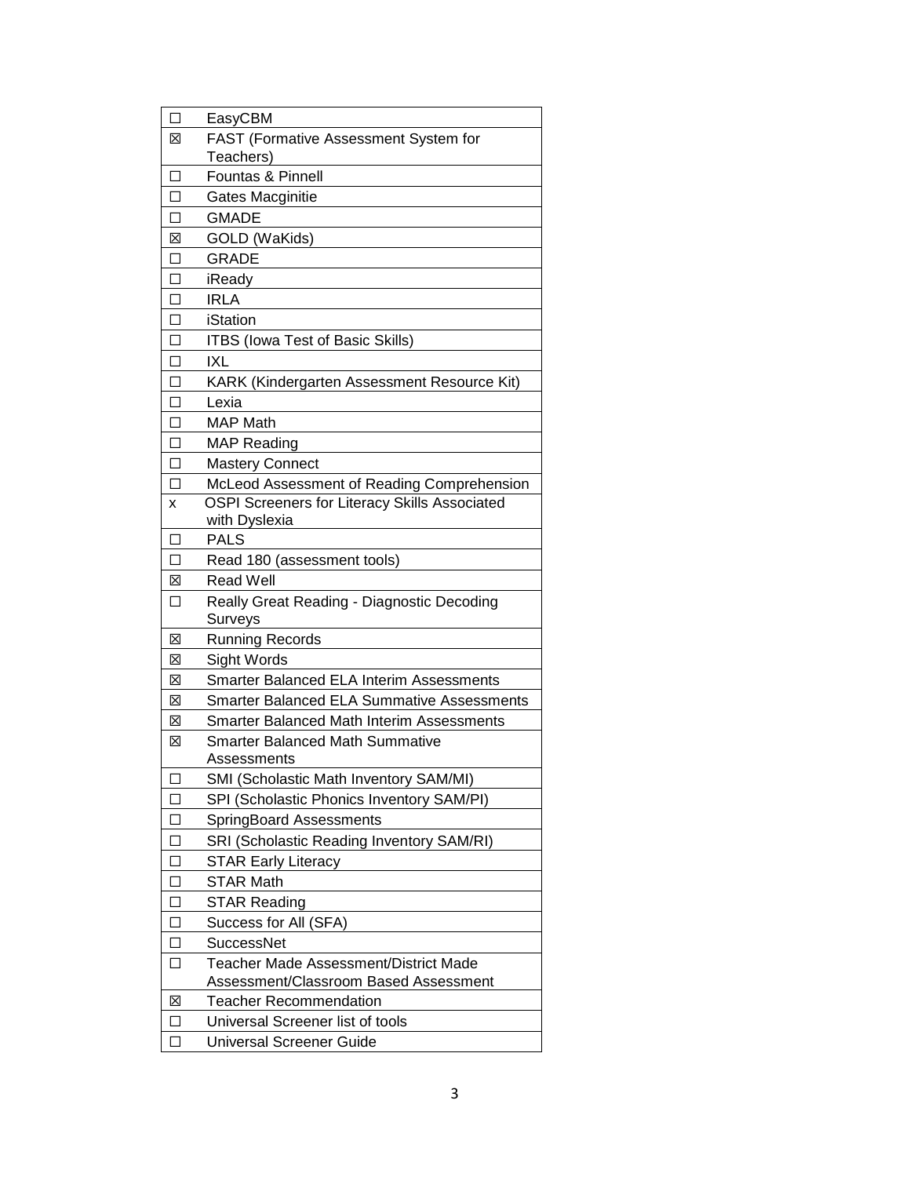| | |
|---|---|
| ☐ | EasyCBM |
| ☒ | FAST (Formative Assessment System for Teachers) |
| ☐ | Fountas & Pinnell |
| ☐ | Gates Macginitie |
| ☐ | GMADE |
| ☒ | GOLD (WaKids) |
| ☐ | GRADE |
| ☐ | iReady |
| ☐ | IRLA |
| ☐ | iStation |
| ☐ | ITBS (Iowa Test of Basic Skills) |
| ☐ | IXL |
| ☐ | KARK (Kindergarten Assessment Resource Kit) |
| ☐ | Lexia |
| ☐ | MAP Math |
| ☐ | MAP Reading |
| ☐ | Mastery Connect |
| ☐ | McLeod Assessment of Reading Comprehension |
| x | OSPI Screeners for Literacy Skills Associated with Dyslexia |
| ☐ | PALS |
| ☐ | Read 180 (assessment tools) |
| ☒ | Read Well |
| ☐ | Really Great Reading - Diagnostic Decoding Surveys |
| ☒ | Running Records |
| ☒ | Sight Words |
| ☒ | Smarter Balanced ELA Interim Assessments |
| ☒ | Smarter Balanced ELA Summative Assessments |
| ☒ | Smarter Balanced Math Interim Assessments |
| ☒ | Smarter Balanced Math Summative Assessments |
| ☐ | SMI (Scholastic Math Inventory SAM/MI) |
| ☐ | SPI (Scholastic Phonics Inventory SAM/PI) |
| ☐ | SpringBoard Assessments |
| ☐ | SRI (Scholastic Reading Inventory SAM/RI) |
| ☐ | STAR Early Literacy |
| ☐ | STAR Math |
| ☐ | STAR Reading |
| ☐ | Success for All (SFA) |
| ☐ | SuccessNet |
| ☐ | Teacher Made Assessment/District Made Assessment/Classroom Based Assessment |
| ☒ | Teacher Recommendation |
| ☐ | Universal Screener list of tools |
| ☐ | Universal Screener Guide |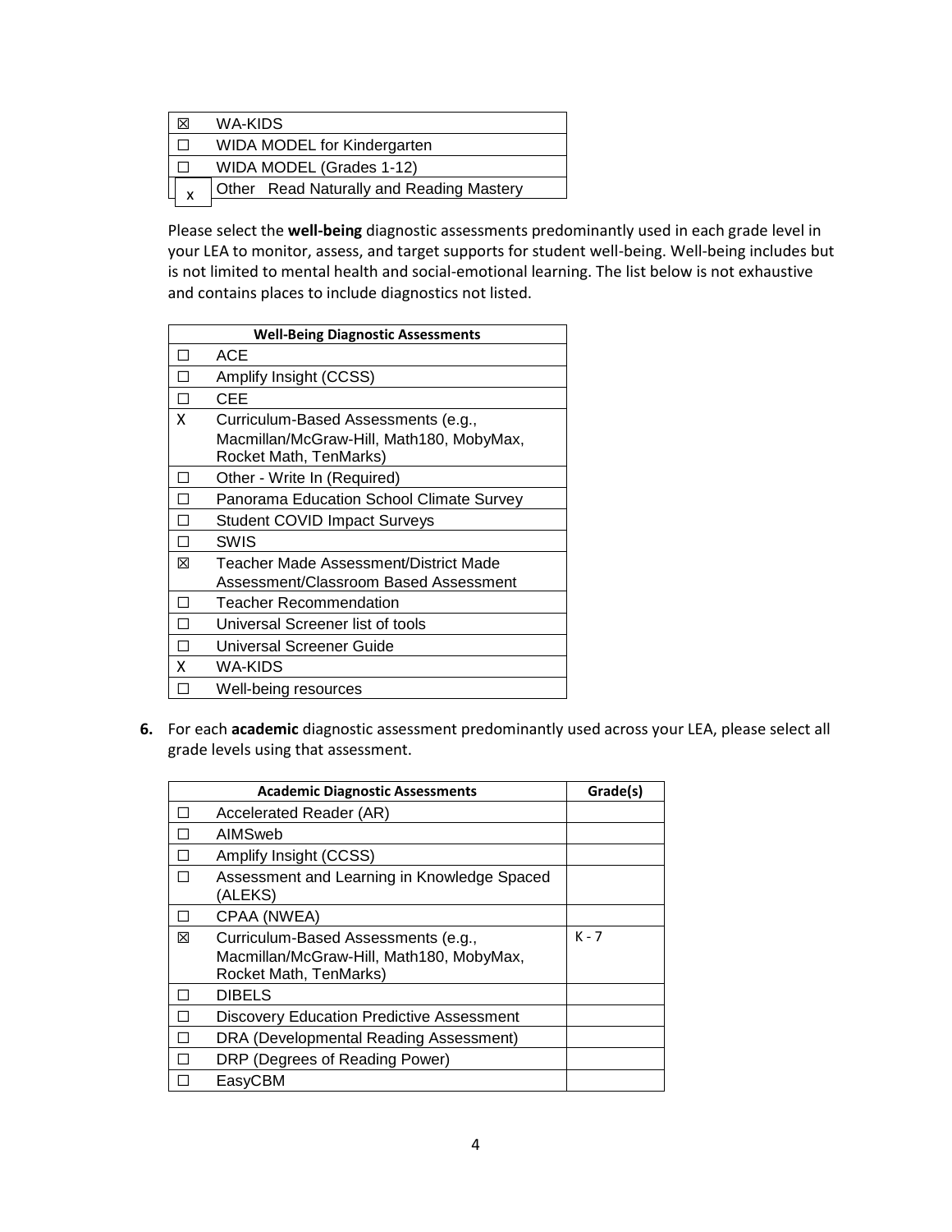| | |
|---|---|
| ☒ | WA-KIDS |
| ☐ | WIDA MODEL for Kindergarten |
| ☐ | WIDA MODEL (Grades 1-12) |
| x | Other Read Naturally and Reading Mastery |

Please select the **well-being** diagnostic assessments predominantly used in each grade level in your LEA to monitor, assess, and target supports for student well-being. Well-being includes but is not limited to mental health and social-emotional learning. The list below is not exhaustive and contains places to include diagnostics not listed.

| | **Well-Being Diagnostic Assessments** |
|---|---|
| ☐ | ACE |
| ☐ | Amplify Insight (CCSS) |
| ☐ | CEE |
| X | Curriculum-Based Assessments (e.g., Macmillan/McGraw-Hill, Math180, MobyMax, Rocket Math, TenMarks) |
| ☐ | Other - Write In (Required) |
| ☐ | Panorama Education School Climate Survey |
| ☐ | Student COVID Impact Surveys |
| ☐ | SWIS |
| ☒ | Teacher Made Assessment/District Made Assessment/Classroom Based Assessment |
| ☐ | Teacher Recommendation |
| ☐ | Universal Screener list of tools |
| ☐ | Universal Screener Guide |
| X | WA-KIDS |
| ☐ | Well-being resources |

**6.** For each **academic** diagnostic assessment predominantly used across your LEA, please select all grade levels using that assessment.

| | **Academic Diagnostic Assessments** | **Grade(s)** |
|---|---|---|
| ☐ | Accelerated Reader (AR) | |
| ☐ | AIMSweb | |
| ☐ | Amplify Insight (CCSS) | |
| ☐ | Assessment and Learning in Knowledge Spaced (ALEKS) | |
| ☐ | CPAA (NWEA) | |
| ☒ | Curriculum-Based Assessments (e.g., Macmillan/McGraw-Hill, Math180, MobyMax, Rocket Math, TenMarks) | K - 7 |
| ☐ | DIBELS | |
| ☐ | Discovery Education Predictive Assessment | |
| ☐ | DRA (Developmental Reading Assessment) | |
| ☐ | DRP (Degrees of Reading Power) | |
| ☐ | EasyCBM | |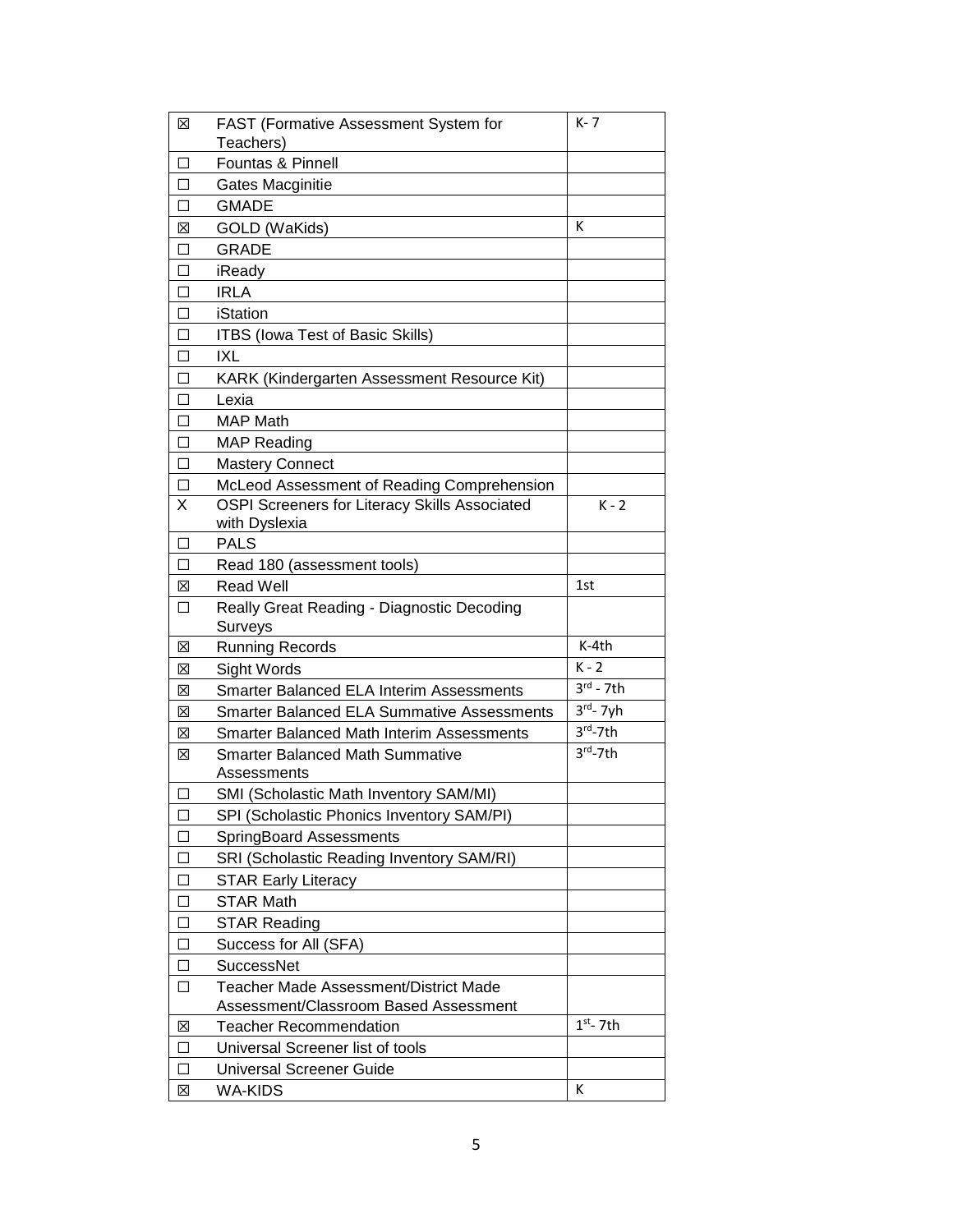| | | |
|---|---|---|
| ☒ | FAST (Formative Assessment System for Teachers) | K- 7 |
| ☐ | Fountas & Pinnell | |
| ☐ | Gates Macginitie | |
| ☐ | GMADE | |
| ☒ | GOLD (WaKids) | K |
| ☐ | GRADE | |
| ☐ | iReady | |
| ☐ | IRLA | |
| ☐ | iStation | |
| ☐ | ITBS (Iowa Test of Basic Skills) | |
| ☐ | IXL | |
| ☐ | KARK (Kindergarten Assessment Resource Kit) | |
| ☐ | Lexia | |
| ☐ | MAP Math | |
| ☐ | MAP Reading | |
| ☐ | Mastery Connect | |
| ☐ | McLeod Assessment of Reading Comprehension | |
| X | OSPI Screeners for Literacy Skills Associated with Dyslexia | K - 2 |
| ☐ | PALS | |
| ☐ | Read 180 (assessment tools) | |
| ☒ | Read Well | 1st |
| ☐ | Really Great Reading - Diagnostic Decoding Surveys | |
| ☒ | Running Records | K-4th |
| ☒ | Sight Words | K - 2 |
| ☒ | Smarter Balanced ELA Interim Assessments | 3rd - 7th |
| ☒ | Smarter Balanced ELA Summative Assessments | 3rd- 7yh |
| ☒ | Smarter Balanced Math Interim Assessments | 3rd-7th |
| ☒ | Smarter Balanced Math Summative Assessments | 3rd-7th |
| ☐ | SMI (Scholastic Math Inventory SAM/MI) | |
| ☐ | SPI (Scholastic Phonics Inventory SAM/PI) | |
| ☐ | SpringBoard Assessments | |
| ☐ | SRI (Scholastic Reading Inventory SAM/RI) | |
| ☐ | STAR Early Literacy | |
| ☐ | STAR Math | |
| ☐ | STAR Reading | |
| ☐ | Success for All (SFA) | |
| ☐ | SuccessNet | |
| ☐ | Teacher Made Assessment/District Made Assessment/Classroom Based Assessment | |
| ☒ | Teacher Recommendation | 1st- 7th |
| ☐ | Universal Screener list of tools | |
| ☐ | Universal Screener Guide | |
| ☒ | WA-KIDS | K |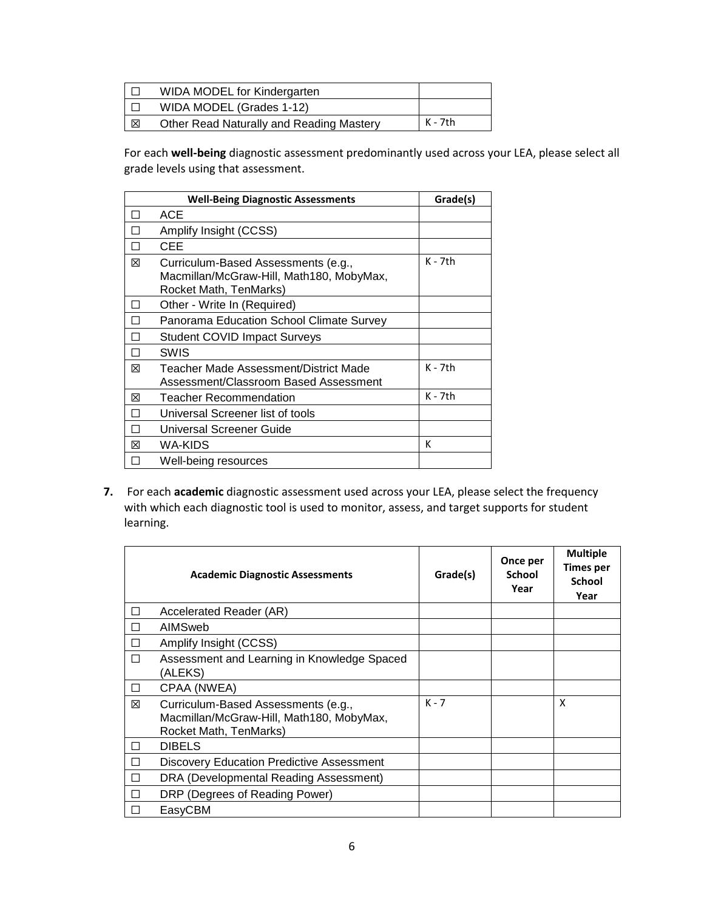| | | |
|---|---|---|
| ☐ | WIDA MODEL for Kindergarten | |
| ☐ | WIDA MODEL (Grades 1-12) | |
| ☒ | Other Read Naturally and Reading Mastery | K - 7th |

For each **well-being** diagnostic assessment predominantly used across your LEA, please select all grade levels using that assessment.

| | Well-Being Diagnostic Assessments | Grade(s) |
|---|---|---|
| ☐ | ACE | |
| ☐ | Amplify Insight (CCSS) | |
| ☐ | CEE | |
| ☒ | Curriculum-Based Assessments (e.g., Macmillan/McGraw-Hill, Math180, MobyMax, Rocket Math, TenMarks) | K - 7th |
| ☐ | Other - Write In (Required) | |
| ☐ | Panorama Education School Climate Survey | |
| ☐ | Student COVID Impact Surveys | |
| ☐ | SWIS | |
| ☒ | Teacher Made Assessment/District Made Assessment/Classroom Based Assessment | K - 7th |
| ☒ | Teacher Recommendation | K - 7th |
| ☐ | Universal Screener list of tools | |
| ☐ | Universal Screener Guide | |
| ☒ | WA-KIDS | K |
| ☐ | Well-being resources | |

**7.** For each **academic** diagnostic assessment used across your LEA, please select the frequency with which each diagnostic tool is used to monitor, assess, and target supports for student learning.

| | Academic Diagnostic Assessments | Grade(s) | Once per School Year | Multiple Times per School Year |
|---|---|---|---|---|
| ☐ | Accelerated Reader (AR) | | | |
| ☐ | AIMSweb | | | |
| ☐ | Amplify Insight (CCSS) | | | |
| ☐ | Assessment and Learning in Knowledge Spaced (ALEKS) | | | |
| ☐ | CPAA (NWEA) | | | |
| ☒ | Curriculum-Based Assessments (e.g., Macmillan/McGraw-Hill, Math180, MobyMax, Rocket Math, TenMarks) | K - 7 | | X |
| ☐ | DIBELS | | | |
| ☐ | Discovery Education Predictive Assessment | | | |
| ☐ | DRA (Developmental Reading Assessment) | | | |
| ☐ | DRP (Degrees of Reading Power) | | | |
| ☐ | EasyCBM | | | |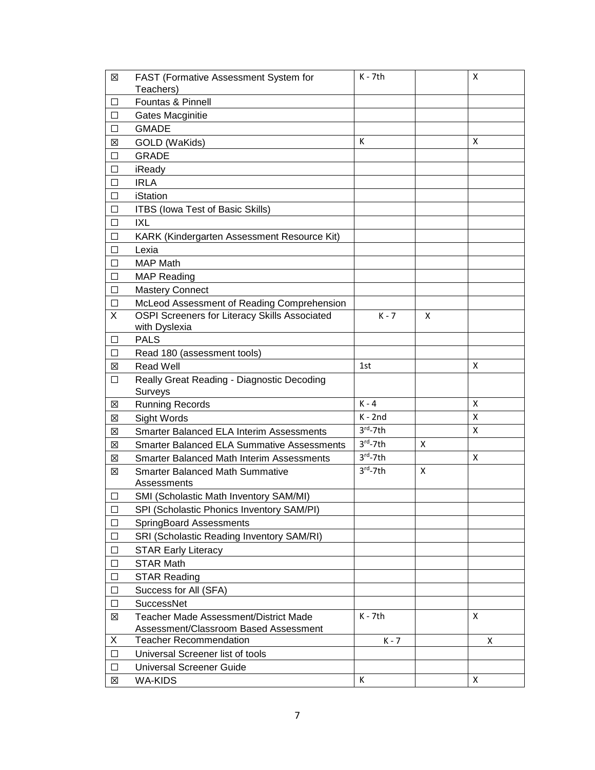| | | | | |
|---|---|---|---|---|
| ☒ | FAST (Formative Assessment System for Teachers) | K - 7th | | X |
| ☐ | Fountas & Pinnell | | | |
| ☐ | Gates Macginitie | | | |
| ☐ | GMADE | | | |
| ☒ | GOLD (WaKids) | K | | X |
| ☐ | GRADE | | | |
| ☐ | iReady | | | |
| ☐ | IRLA | | | |
| ☐ | iStation | | | |
| ☐ | ITBS (Iowa Test of Basic Skills) | | | |
| ☐ | IXL | | | |
| ☐ | KARK (Kindergarten Assessment Resource Kit) | | | |
| ☐ | Lexia | | | |
| ☐ | MAP Math | | | |
| ☐ | MAP Reading | | | |
| ☐ | Mastery Connect | | | |
| ☐ | McLeod Assessment of Reading Comprehension | | | |
| X | OSPI Screeners for Literacy Skills Associated with Dyslexia | K - 7 | X | |
| ☐ | PALS | | | |
| ☐ | Read 180 (assessment tools) | | | |
| ☒ | Read Well | 1st | | X |
| ☐ | Really Great Reading - Diagnostic Decoding Surveys | | | |
| ☒ | Running Records | K - 4 | | X |
| ☒ | Sight Words | K - 2nd | | X |
| ☒ | Smarter Balanced ELA Interim Assessments | 3rd-7th | | X |
| ☒ | Smarter Balanced ELA Summative Assessments | 3rd-7th | X | |
| ☒ | Smarter Balanced Math Interim Assessments | 3rd-7th | | X |
| ☒ | Smarter Balanced Math Summative Assessments | 3rd-7th | X | |
| ☐ | SMI (Scholastic Math Inventory SAM/MI) | | | |
| ☐ | SPI (Scholastic Phonics Inventory SAM/PI) | | | |
| ☐ | SpringBoard Assessments | | | |
| ☐ | SRI (Scholastic Reading Inventory SAM/RI) | | | |
| ☐ | STAR Early Literacy | | | |
| ☐ | STAR Math | | | |
| ☐ | STAR Reading | | | |
| ☐ | Success for All (SFA) | | | |
| ☐ | SuccessNet | | | |
| ☒ | Teacher Made Assessment/District Made Assessment/Classroom Based Assessment | K - 7th | | X |
| X | Teacher Recommendation | K - 7 | | X |
| ☐ | Universal Screener list of tools | | | |
| ☐ | Universal Screener Guide | | | |
| ☒ | WA-KIDS | K | | X |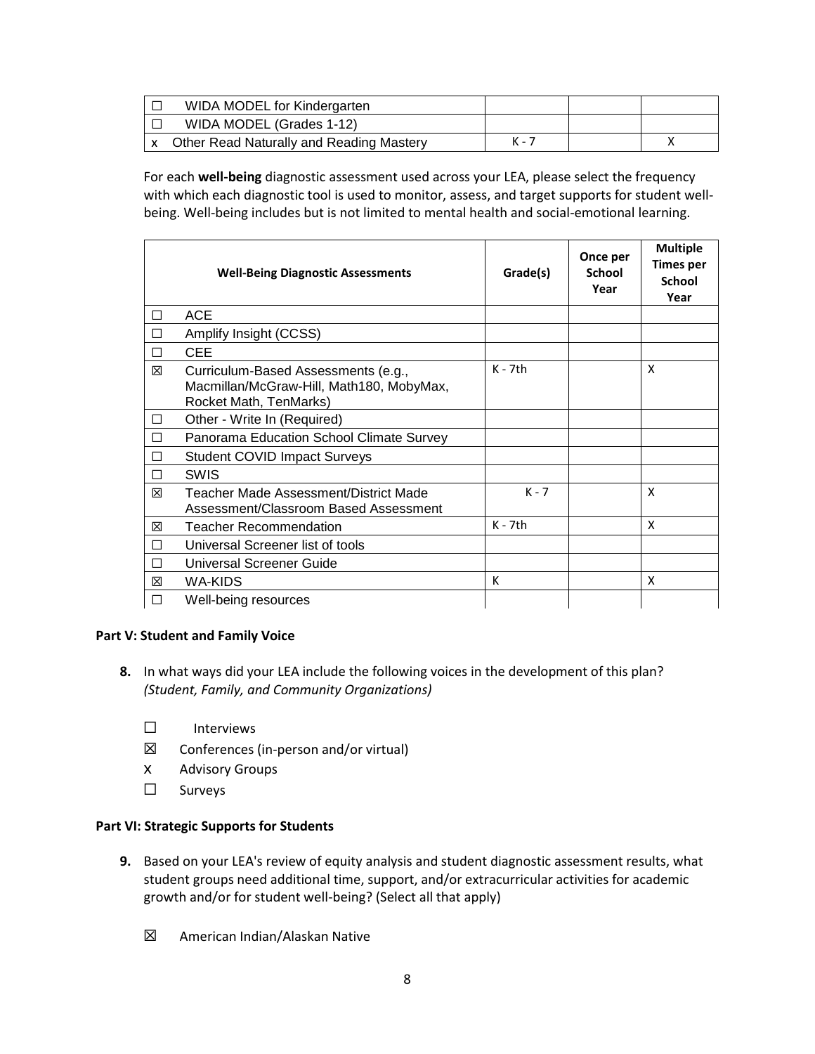| | | | |
|---|---|---|---|
| ☐ WIDA MODEL for Kindergarten | | | |
| ☐ WIDA MODEL (Grades 1-12) | | | |
| x Other Read Naturally and Reading Mastery | K - 7 | | X |

For each **well-being** diagnostic assessment used across your LEA, please select the frequency with which each diagnostic tool is used to monitor, assess, and target supports for student well-being. Well-being includes but is not limited to mental health and social-emotional learning.

| Well-Being Diagnostic Assessments | Grade(s) | Once per School Year | Multiple Times per School Year |
|---|---|---|---|
| ☐ ACE | | | |
| ☐ Amplify Insight (CCSS) | | | |
| ☐ CEE | | | |
| ☒ Curriculum-Based Assessments (e.g., Macmillan/McGraw-Hill, Math180, MobyMax, Rocket Math, TenMarks) | K - 7th | | X |
| ☐ Other - Write In (Required) | | | |
| ☐ Panorama Education School Climate Survey | | | |
| ☐ Student COVID Impact Surveys | | | |
| ☐ SWIS | | | |
| ☒ Teacher Made Assessment/District Made Assessment/Classroom Based Assessment | K - 7 | | X |
| ☒ Teacher Recommendation | K - 7th | | X |
| ☐ Universal Screener list of tools | | | |
| ☐ Universal Screener Guide | | | |
| ☒ WA-KIDS | K | | X |
| ☐ Well-being resources | | | |

### Part V: Student and Family Voice

**8.** In what ways did your LEA include the following voices in the development of this plan? *(Student, Family, and Community Organizations)*

- ☐ Interviews
- ☒ Conferences (in-person and/or virtual)
- x Advisory Groups
- ☐ Surveys

### Part VI: Strategic Supports for Students

**9.** Based on your LEA's review of equity analysis and student diagnostic assessment results, what student groups need additional time, support, and/or extracurricular activities for academic growth and/or for student well-being? (Select all that apply)

- ☒ American Indian/Alaskan Native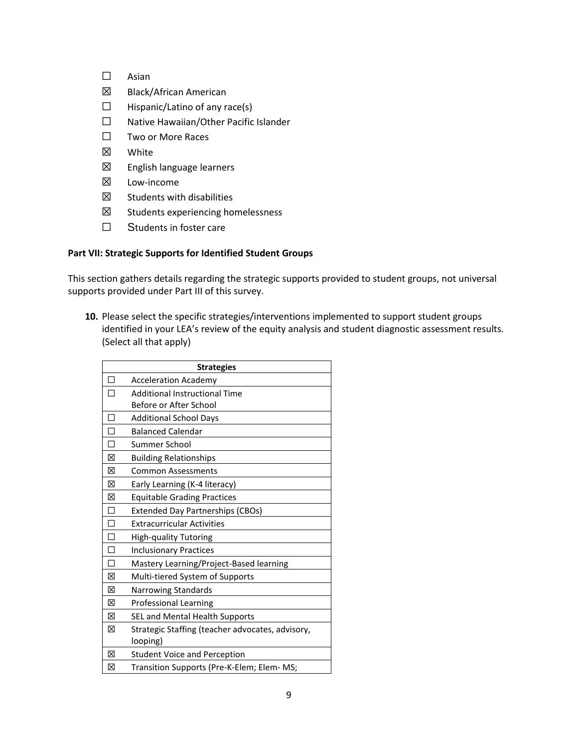- ☐ Asian
- ☒ Black/African American
- ☐ Hispanic/Latino of any race(s)
- ☐ Native Hawaiian/Other Pacific Islander
- ☐ Two or More Races
- ☒ White
- ☒ English language learners
- ☒ Low-income
- ☒ Students with disabilities
- ☒ Students experiencing homelessness
- ☐ Students in foster care

**Part VII: Strategic Supports for Identified Student Groups**

This section gathers details regarding the strategic supports provided to student groups, not universal supports provided under Part III of this survey.

**10.** Please select the specific strategies/interventions implemented to support student groups identified in your LEA's review of the equity analysis and student diagnostic assessment results. (Select all that apply)

| | **Strategies** |
|---|---|
| ☐ | Acceleration Academy |
| ☐ | Additional Instructional Time Before or After School |
| ☐ | Additional School Days |
| ☐ | Balanced Calendar |
| ☐ | Summer School |
| ☒ | Building Relationships |
| ☒ | Common Assessments |
| ☒ | Early Learning (K-4 literacy) |
| ☒ | Equitable Grading Practices |
| ☐ | Extended Day Partnerships (CBOs) |
| ☐ | Extracurricular Activities |
| ☐ | High-quality Tutoring |
| ☐ | Inclusionary Practices |
| ☐ | Mastery Learning/Project-Based learning |
| ☒ | Multi-tiered System of Supports |
| ☒ | Narrowing Standards |
| ☒ | Professional Learning |
| ☒ | SEL and Mental Health Supports |
| ☒ | Strategic Staffing (teacher advocates, advisory, looping) |
| ☒ | Student Voice and Perception |
| ☒ | Transition Supports (Pre-K-Elem; Elem- MS; |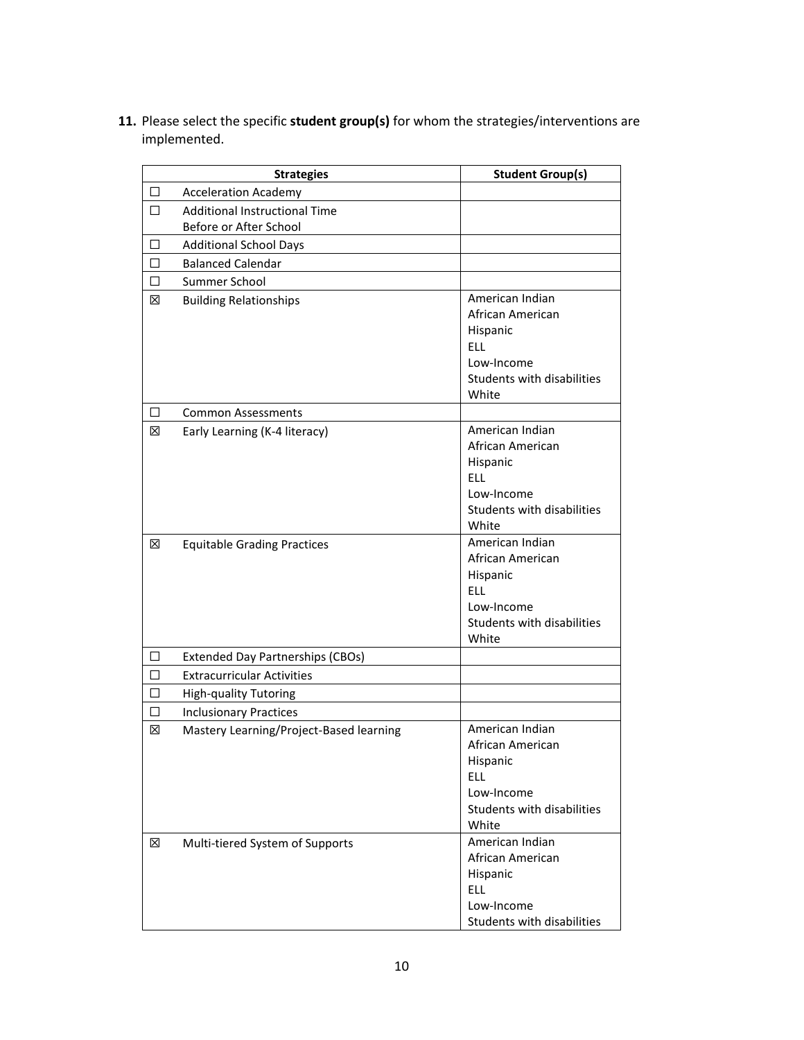11. Please select the specific **student group(s)** for whom the strategies/interventions are implemented.

| | Strategies | Student Group(s) |
|---|---|---|
| ☐ | Acceleration Academy | |
| ☐ | Additional Instructional Time Before or After School | |
| ☐ | Additional School Days | |
| ☐ | Balanced Calendar | |
| ☐ | Summer School | |
| ☒ | Building Relationships | American Indian<br>African American<br>Hispanic<br>ELL<br>Low-Income<br>Students with disabilities<br>White |
| ☐ | Common Assessments | |
| ☒ | Early Learning (K-4 literacy) | American Indian<br>African American<br>Hispanic<br>ELL<br>Low-Income<br>Students with disabilities<br>White |
| ☒ | Equitable Grading Practices | American Indian<br>African American<br>Hispanic<br>ELL<br>Low-Income<br>Students with disabilities<br>White |
| ☐ | Extended Day Partnerships (CBOs) | |
| ☐ | Extracurricular Activities | |
| ☐ | High-quality Tutoring | |
| ☐ | Inclusionary Practices | |
| ☒ | Mastery Learning/Project-Based learning | American Indian<br>African American<br>Hispanic<br>ELL<br>Low-Income<br>Students with disabilities<br>White |
| ☒ | Multi-tiered System of Supports | American Indian<br>African American<br>Hispanic<br>ELL<br>Low-Income<br>Students with disabilities |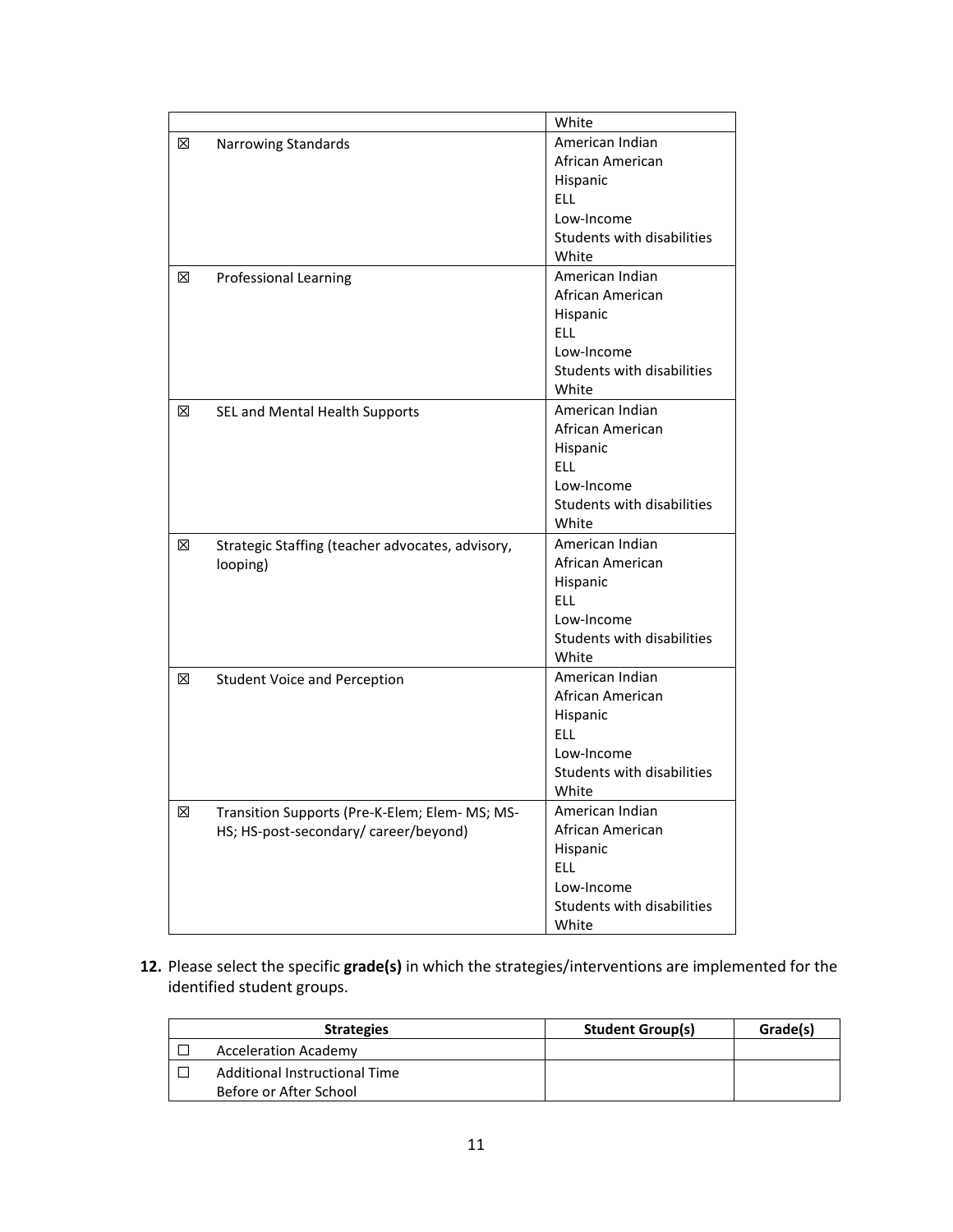| | | |
|---|---|---|
| | | White |
| ☒ | Narrowing Standards | American Indian<br>African American<br>Hispanic<br>ELL<br>Low-Income<br>Students with disabilities<br>White |
| ☒ | Professional Learning | American Indian<br>African American<br>Hispanic<br>ELL<br>Low-Income<br>Students with disabilities<br>White |
| ☒ | SEL and Mental Health Supports | American Indian<br>African American<br>Hispanic<br>ELL<br>Low-Income<br>Students with disabilities<br>White |
| ☒ | Strategic Staffing (teacher advocates, advisory, looping) | American Indian<br>African American<br>Hispanic<br>ELL<br>Low-Income<br>Students with disabilities<br>White |
| ☒ | Student Voice and Perception | American Indian<br>African American<br>Hispanic<br>ELL<br>Low-Income<br>Students with disabilities<br>White |
| ☒ | Transition Supports (Pre-K-Elem; Elem- MS; MS-HS; HS-post-secondary/ career/beyond) | American Indian<br>African American<br>Hispanic<br>ELL<br>Low-Income<br>Students with disabilities<br>White |

**12.** Please select the specific **grade(s)** in which the strategies/interventions are implemented for the identified student groups.

| | Strategies | Student Group(s) | Grade(s) |
|---|---|---|---|
| ☐ | Acceleration Academy | | |
| ☐ | Additional Instructional Time Before or After School | | |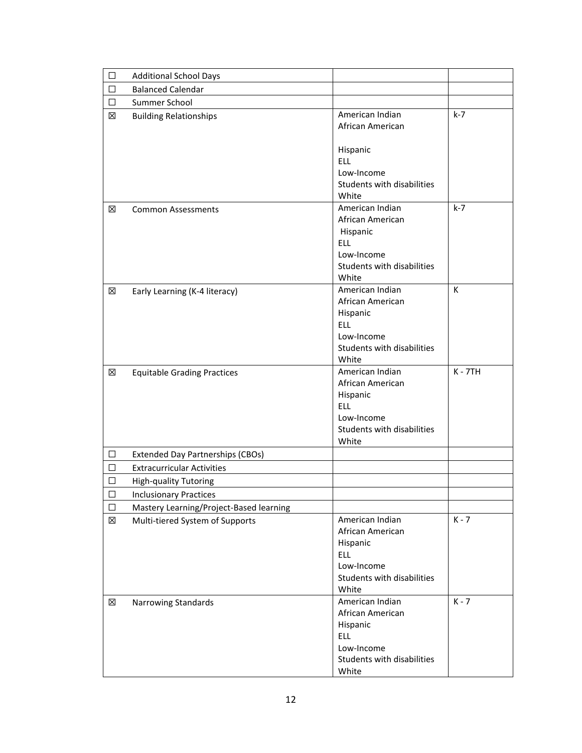| | | | |
|---|---|---|---|
| ☐ | Additional School Days | | |
| ☐ | Balanced Calendar | | |
| ☐ | Summer School | | |
| ☒ | Building Relationships | American Indian<br>African American<br><br>Hispanic<br>ELL<br>Low-Income<br>Students with disabilities<br>White | k-7 |
| ☒ | Common Assessments | American Indian<br>African American<br>Hispanic<br>ELL<br>Low-Income<br>Students with disabilities<br>White | k-7 |
| ☒ | Early Learning (K-4 literacy) | American Indian<br>African American<br>Hispanic<br>ELL<br>Low-Income<br>Students with disabilities<br>White | K |
| ☒ | Equitable Grading Practices | American Indian<br>African American<br>Hispanic<br>ELL<br>Low-Income<br>Students with disabilities<br>White | K - 7TH |
| ☐ | Extended Day Partnerships (CBOs) | | |
| ☐ | Extracurricular Activities | | |
| ☐ | High-quality Tutoring | | |
| ☐ | Inclusionary Practices | | |
| ☐ | Mastery Learning/Project-Based learning | | |
| ☒ | Multi-tiered System of Supports | American Indian<br>African American<br>Hispanic<br>ELL<br>Low-Income<br>Students with disabilities<br>White | K - 7 |
| ☒ | Narrowing Standards | American Indian<br>African American<br>Hispanic<br>ELL<br>Low-Income<br>Students with disabilities<br>White | K - 7 |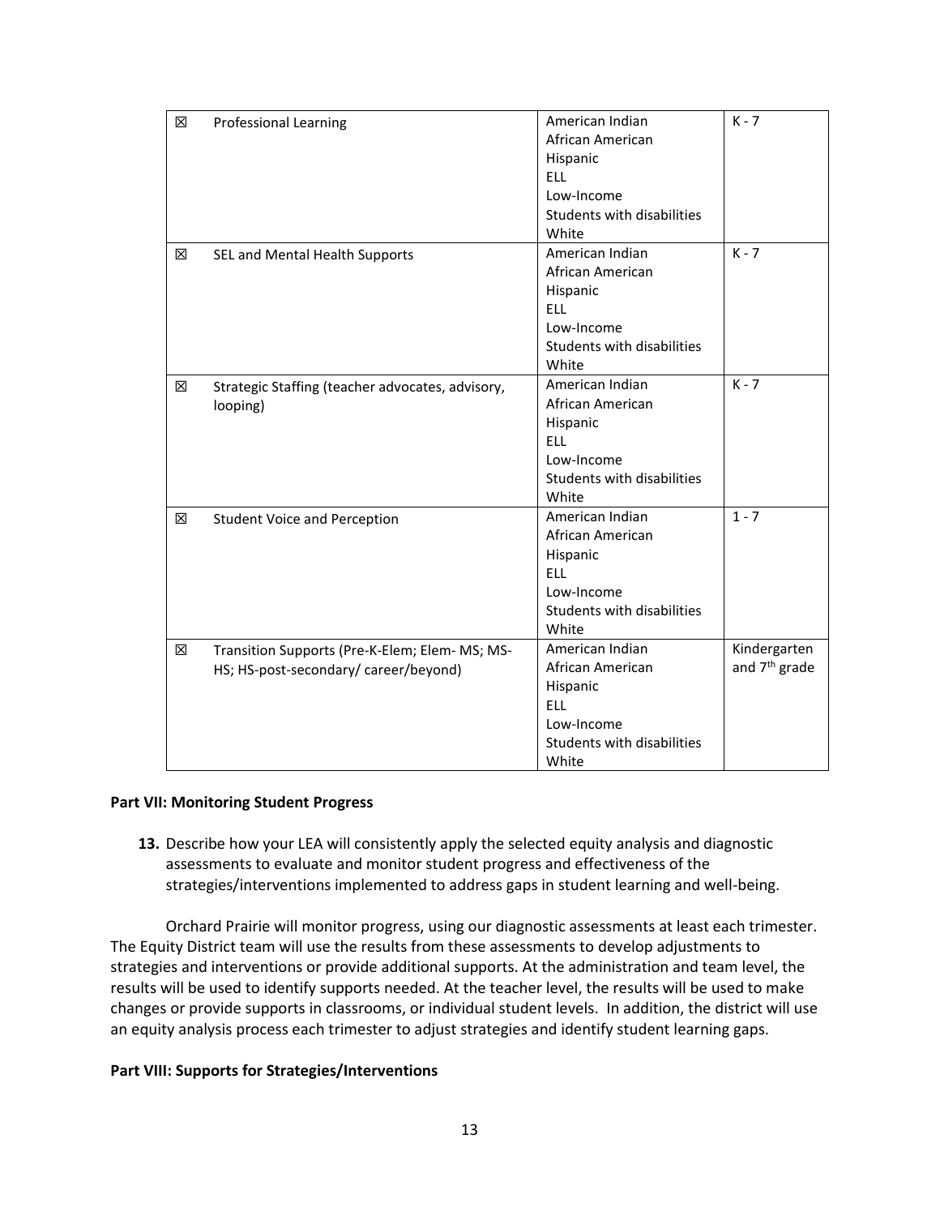| ☒ | Professional Learning | American Indian<br>African American<br>Hispanic<br>ELL<br>Low-Income<br>Students with disabilities<br>White | K - 7 |
|---|---|---|---|
| ☒ | SEL and Mental Health Supports | American Indian<br>African American<br>Hispanic<br>ELL<br>Low-Income<br>Students with disabilities<br>White | K - 7 |
| ☒ | Strategic Staffing (teacher advocates, advisory, looping) | American Indian<br>African American<br>Hispanic<br>ELL<br>Low-Income<br>Students with disabilities<br>White | K - 7 |
| ☒ | Student Voice and Perception | American Indian<br>African American<br>Hispanic<br>ELL<br>Low-Income<br>Students with disabilities<br>White | 1 - 7 |
| ☒ | Transition Supports (Pre-K-Elem; Elem- MS; MS-HS; HS-post-secondary/ career/beyond) | American Indian<br>African American<br>Hispanic<br>ELL<br>Low-Income<br>Students with disabilities<br>White | Kindergarten and 7th grade |

**Part VII: Monitoring Student Progress**

**13.** Describe how your LEA will consistently apply the selected equity analysis and diagnostic assessments to evaluate and monitor student progress and effectiveness of the strategies/interventions implemented to address gaps in student learning and well-being.

Orchard Prairie will monitor progress, using our diagnostic assessments at least each trimester. The Equity District team will use the results from these assessments to develop adjustments to strategies and interventions or provide additional supports. At the administration and team level, the results will be used to identify supports needed. At the teacher level, the results will be used to make changes or provide supports in classrooms, or individual student levels. In addition, the district will use an equity analysis process each trimester to adjust strategies and identify student learning gaps.

**Part VIII: Supports for Strategies/Interventions**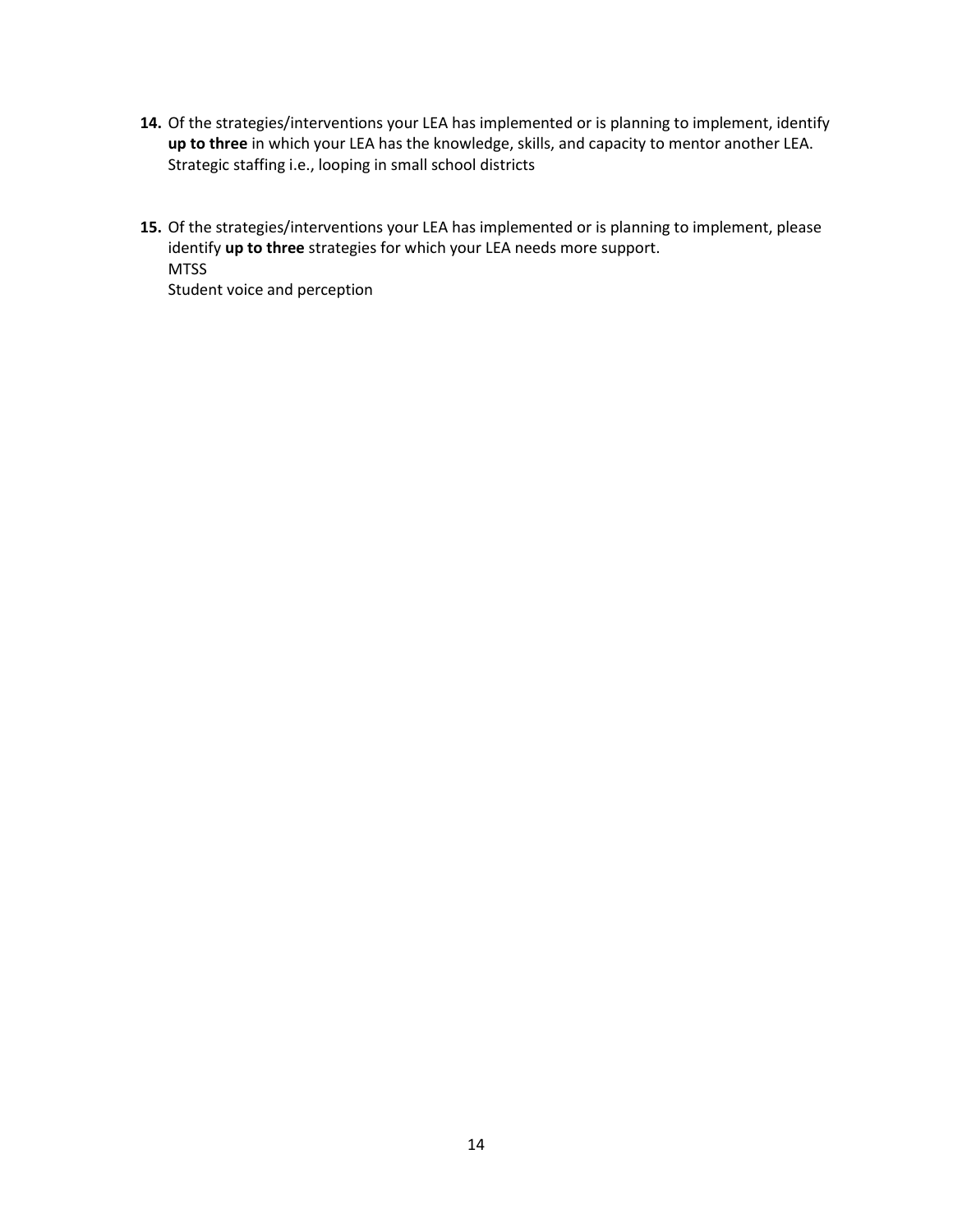14. Of the strategies/interventions your LEA has implemented or is planning to implement, identify **up to three** in which your LEA has the knowledge, skills, and capacity to mentor another LEA.
    Strategic staffing i.e., looping in small school districts

15. Of the strategies/interventions your LEA has implemented or is planning to implement, please identify **up to three** strategies for which your LEA needs more support.
    MTSS
    Student voice and perception